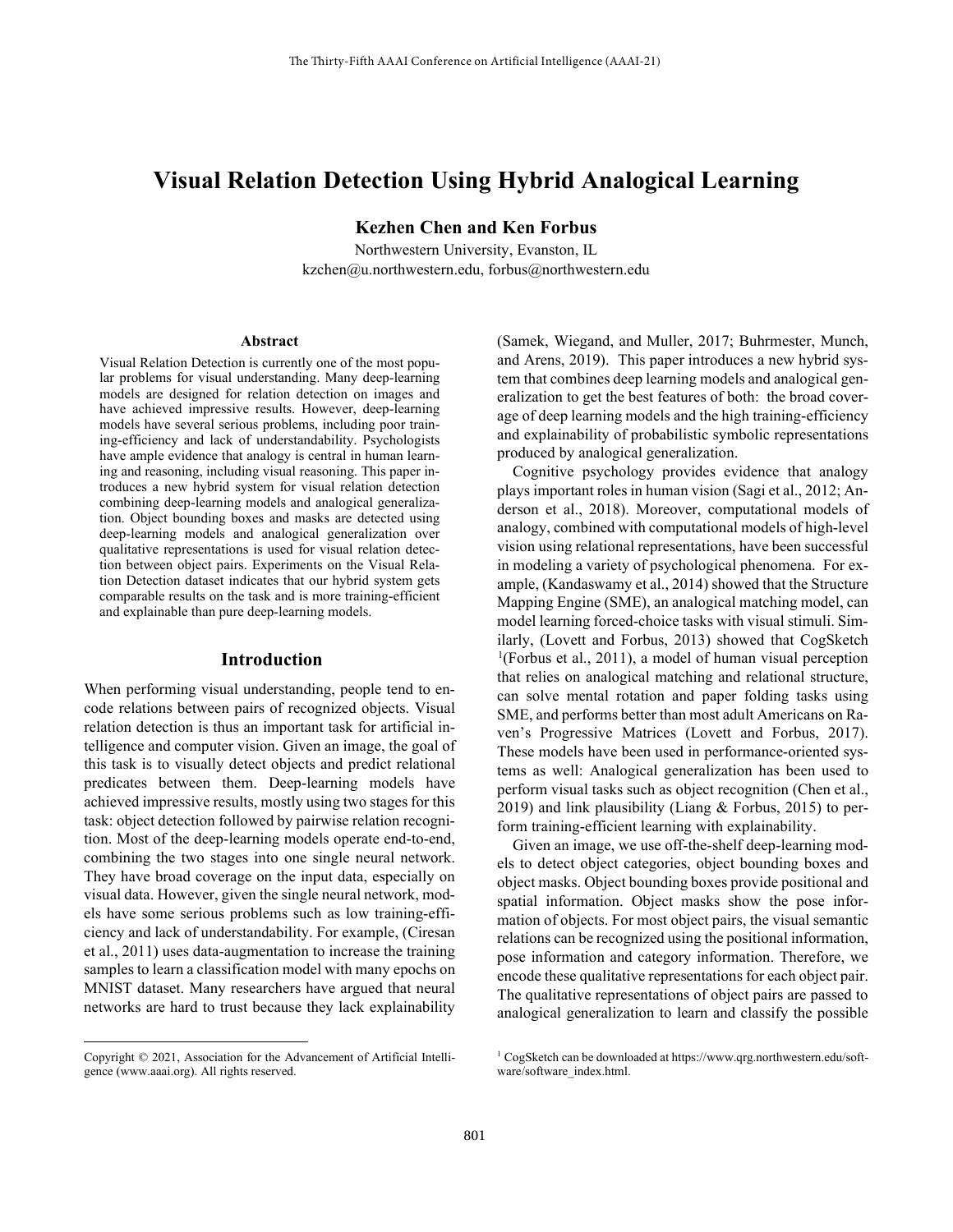# Visual Relation Detection Using Hybrid Analogical Learning

**Kezhen Chen and Ken Forbus**

Northwestern University, Evanston, IL
kzchen@u.northwestern.edu, forbus@northwestern.edu

## Abstract

Visual Relation Detection is currently one of the most popular problems for visual understanding. Many deep-learning models are designed for relation detection on images and have achieved impressive results. However, deep-learning models have several serious problems, including poor training-efficiency and lack of understandability. Psychologists have ample evidence that analogy is central in human learning and reasoning, including visual reasoning. This paper introduces a new hybrid system for visual relation detection combining deep-learning models and analogical generalization. Object bounding boxes and masks are detected using deep-learning models and analogical generalization over qualitative representations is used for visual relation detection between object pairs. Experiments on the Visual Relation Detection dataset indicates that our hybrid system gets comparable results on the task and is more training-efficient and explainable than pure deep-learning models.

## Introduction

When performing visual understanding, people tend to encode relations between pairs of recognized objects. Visual relation detection is thus an important task for artificial intelligence and computer vision. Given an image, the goal of this task is to visually detect objects and predict relational predicates between them. Deep-learning models have achieved impressive results, mostly using two stages for this task: object detection followed by pairwise relation recognition. Most of the deep-learning models operate end-to-end, combining the two stages into one single neural network. They have broad coverage on the input data, especially on visual data. However, given the single neural network, models have some serious problems such as low training-efficiency and lack of understandability. For example, (Ciresan et al., 2011) uses data-augmentation to increase the training samples to learn a classification model with many epochs on MNIST dataset. Many researchers have argued that neural networks are hard to trust because they lack explainability (Samek, Wiegand, and Muller, 2017; Buhrmester, Munch, and Arens, 2019). This paper introduces a new hybrid system that combines deep learning models and analogical generalization to get the best features of both: the broad coverage of deep learning models and the high training-efficiency and explainability of probabilistic symbolic representations produced by analogical generalization.

Cognitive psychology provides evidence that analogy plays important roles in human vision (Sagi et al., 2012; Anderson et al., 2018). Moreover, computational models of analogy, combined with computational models of high-level vision using relational representations, have been successful in modeling a variety of psychological phenomena. For example, (Kandaswamy et al., 2014) showed that the Structure Mapping Engine (SME), an analogical matching model, can model learning forced-choice tasks with visual stimuli. Similarly, (Lovett and Forbus, 2013) showed that CogSketch [1](Forbus et al., 2011), a model of human visual perception that relies on analogical matching and relational structure, can solve mental rotation and paper folding tasks using SME, and performs better than most adult Americans on Raven's Progressive Matrices (Lovett and Forbus, 2017). These models have been used in performance-oriented systems as well: Analogical generalization has been used to perform visual tasks such as object recognition (Chen et al., 2019) and link plausibility (Liang & Forbus, 2015) to perform training-efficient learning with explainability.

Given an image, we use off-the-shelf deep-learning models to detect object categories, object bounding boxes and object masks. Object bounding boxes provide positional and spatial information. Object masks show the pose information of objects. For most object pairs, the visual semantic relations can be recognized using the positional information, pose information and category information. Therefore, we encode these qualitative representations for each object pair. The qualitative representations of object pairs are passed to analogical generalization to learn and classify the possible

---

Copyright © 2021, Association for the Advancement of Artificial Intelligence (www.aaai.org). All rights reserved.

[1] CogSketch can be downloaded at https://www.qrg.northwestern.edu/software/software_index.html.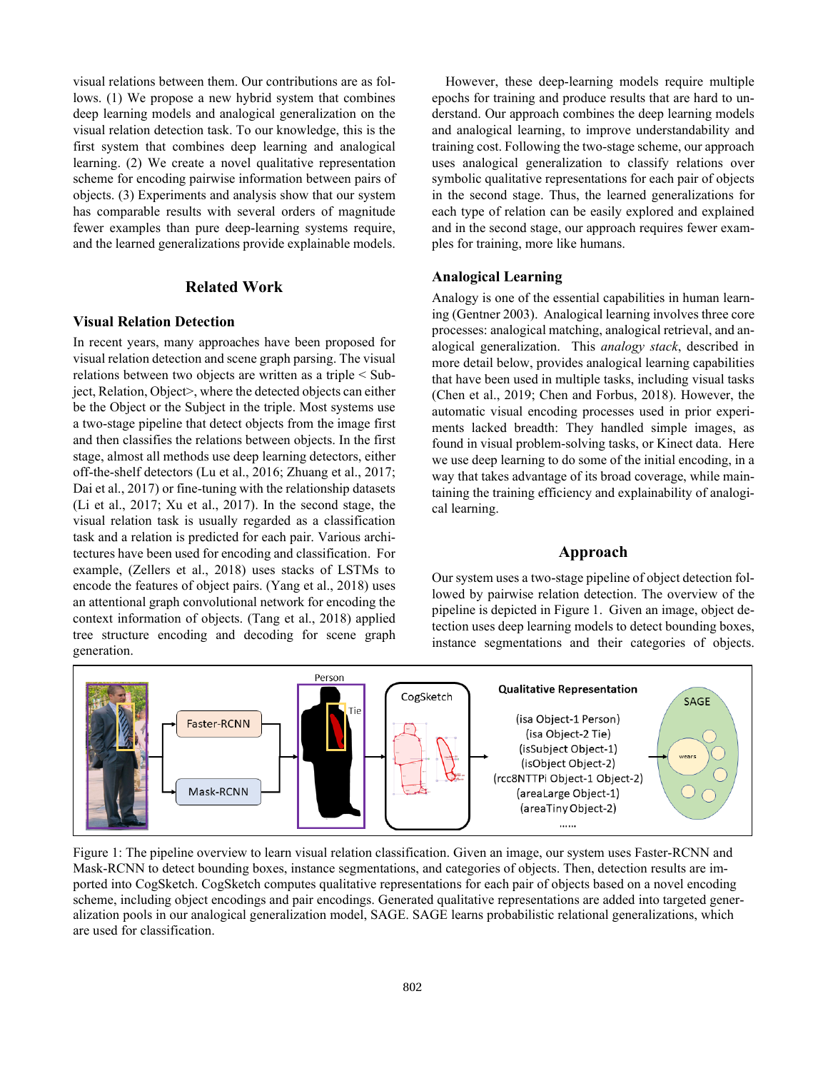visual relations between them. Our contributions are as follows. (1) We propose a new hybrid system that combines deep learning models and analogical generalization on the visual relation detection task. To our knowledge, this is the first system that combines deep learning and analogical learning. (2) We create a novel qualitative representation scheme for encoding pairwise information between pairs of objects. (3) Experiments and analysis show that our system has comparable results with several orders of magnitude fewer examples than pure deep-learning systems require, and the learned generalizations provide explainable models.

## Related Work

### Visual Relation Detection

In recent years, many approaches have been proposed for visual relation detection and scene graph parsing. The visual relations between two objects are written as a triple < Subject, Relation, Object>, where the detected objects can either be the Object or the Subject in the triple. Most systems use a two-stage pipeline that detect objects from the image first and then classifies the relations between objects. In the first stage, almost all methods use deep learning detectors, either off-the-shelf detectors (Lu et al., 2016; Zhuang et al., 2017; Dai et al., 2017) or fine-tuning with the relationship datasets (Li et al., 2017; Xu et al., 2017). In the second stage, the visual relation task is usually regarded as a classification task and a relation is predicted for each pair. Various architectures have been used for encoding and classification. For example, (Zellers et al., 2018) uses stacks of LSTMs to encode the features of object pairs. (Yang et al., 2018) uses an attentional graph convolutional network for encoding the context information of objects. (Tang et al., 2018) applied tree structure encoding and decoding for scene graph generation.

However, these deep-learning models require multiple epochs for training and produce results that are hard to understand. Our approach combines the deep learning models and analogical learning, to improve understandability and training cost. Following the two-stage scheme, our approach uses analogical generalization to classify relations over symbolic qualitative representations for each pair of objects in the second stage. Thus, the learned generalizations for each type of relation can be easily explored and explained and in the second stage, our approach requires fewer examples for training, more like humans.

### Analogical Learning

Analogy is one of the essential capabilities in human learning (Gentner 2003). Analogical learning involves three core processes: analogical matching, analogical retrieval, and analogical generalization. This *analogy stack*, described in more detail below, provides analogical learning capabilities that have been used in multiple tasks, including visual tasks (Chen et al., 2019; Chen and Forbus, 2018). However, the automatic visual encoding processes used in prior experiments lacked breadth: They handled simple images, as found in visual problem-solving tasks, or Kinect data. Here we use deep learning to do some of the initial encoding, in a way that takes advantage of its broad coverage, while maintaining the training efficiency and explainability of analogical learning.

## Approach

Our system uses a two-stage pipeline of object detection followed by pairwise relation detection. The overview of the pipeline is depicted in Figure 1. Given an image, object detection uses deep learning models to detect bounding boxes, instance segmentations and their categories of objects.

Figure 1: The pipeline overview to learn visual relation classification. Given an image, our system uses Faster-RCNN and Mask-RCNN to detect bounding boxes, instance segmentations, and categories of objects. Then, detection results are imported into CogSketch. CogSketch computes qualitative representations for each pair of objects based on a novel encoding scheme, including object encodings and pair encodings. Generated qualitative representations are added into targeted generalization pools in our analogical generalization model, SAGE. SAGE learns probabilistic relational generalizations, which are used for classification.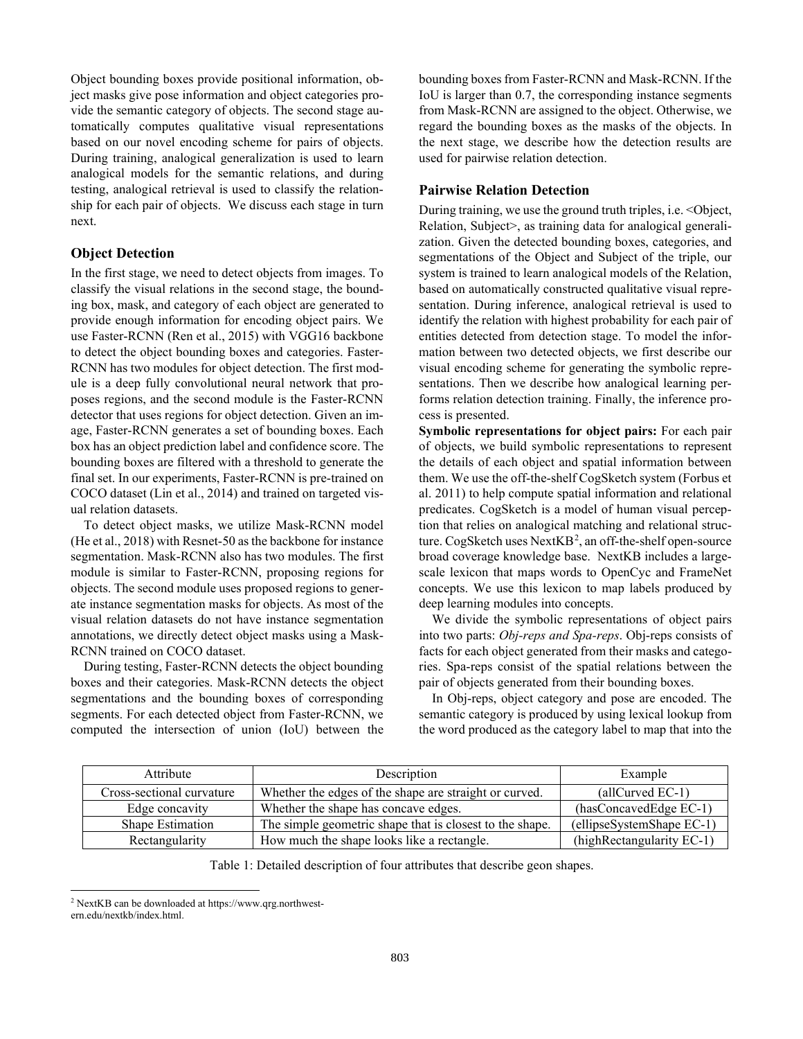Object bounding boxes provide positional information, object masks give pose information and object categories provide the semantic category of objects. The second stage automatically computes qualitative visual representations based on our novel encoding scheme for pairs of objects. During training, analogical generalization is used to learn analogical models for the semantic relations, and during testing, analogical retrieval is used to classify the relationship for each pair of objects. We discuss each stage in turn next.

### Object Detection

In the first stage, we need to detect objects from images. To classify the visual relations in the second stage, the bounding box, mask, and category of each object are generated to provide enough information for encoding object pairs. We use Faster-RCNN (Ren et al., 2015) with VGG16 backbone to detect the object bounding boxes and categories. Faster-RCNN has two modules for object detection. The first module is a deep fully convolutional neural network that proposes regions, and the second module is the Faster-RCNN detector that uses regions for object detection. Given an image, Faster-RCNN generates a set of bounding boxes. Each box has an object prediction label and confidence score. The bounding boxes are filtered with a threshold to generate the final set. In our experiments, Faster-RCNN is pre-trained on COCO dataset (Lin et al., 2014) and trained on targeted visual relation datasets.

To detect object masks, we utilize Mask-RCNN model (He et al., 2018) with Resnet-50 as the backbone for instance segmentation. Mask-RCNN also has two modules. The first module is similar to Faster-RCNN, proposing regions for objects. The second module uses proposed regions to generate instance segmentation masks for objects. As most of the visual relation datasets do not have instance segmentation annotations, we directly detect object masks using a Mask-RCNN trained on COCO dataset.

During testing, Faster-RCNN detects the object bounding boxes and their categories. Mask-RCNN detects the object segmentations and the bounding boxes of corresponding segments. For each detected object from Faster-RCNN, we computed the intersection of union (IoU) between the bounding boxes from Faster-RCNN and Mask-RCNN. If the IoU is larger than 0.7, the corresponding instance segments from Mask-RCNN are assigned to the object. Otherwise, we regard the bounding boxes as the masks of the objects. In the next stage, we describe how the detection results are used for pairwise relation detection.

### Pairwise Relation Detection

During training, we use the ground truth triples, i.e. <Object, Relation, Subject>, as training data for analogical generalization. Given the detected bounding boxes, categories, and segmentations of the Object and Subject of the triple, our system is trained to learn analogical models of the Relation, based on automatically constructed qualitative visual representation. During inference, analogical retrieval is used to identify the relation with highest probability for each pair of entities detected from detection stage. To model the information between two detected objects, we first describe our visual encoding scheme for generating the symbolic representations. Then we describe how analogical learning performs relation detection training. Finally, the inference process is presented.

**Symbolic representations for object pairs:** For each pair of objects, we build symbolic representations to represent the details of each object and spatial information between them. We use the off-the-shelf CogSketch system (Forbus et al. 2011) to help compute spatial information and relational predicates. CogSketch is a model of human visual perception that relies on analogical matching and relational structure. CogSketch uses NextKB[2], an off-the-shelf open-source broad coverage knowledge base. NextKB includes a large-scale lexicon that maps words to OpenCyc and FrameNet concepts. We use this lexicon to map labels produced by deep learning modules into concepts.

We divide the symbolic representations of object pairs into two parts: *Obj-reps and Spa-reps*. Obj-reps consists of facts for each object generated from their masks and categories. Spa-reps consist of the spatial relations between the pair of objects generated from their bounding boxes.

In Obj-reps, object category and pose are encoded. The semantic category is produced by using lexical lookup from the word produced as the category label to map that into the

| Attribute | Description | Example |
|---|---|---|
| Cross-sectional curvature | Whether the edges of the shape are straight or curved. | (allCurved EC-1) |
| Edge concavity | Whether the shape has concave edges. | (hasConcavedEdge EC-1) |
| Shape Estimation | The simple geometric shape that is closest to the shape. | (ellipseSystemShape EC-1) |
| Rectangularity | How much the shape looks like a rectangle. | (highRectangularity EC-1) |

Table 1: Detailed description of four attributes that describe geon shapes.

[2] NextKB can be downloaded at https://www.qrg.northwestern.edu/nextkb/index.html.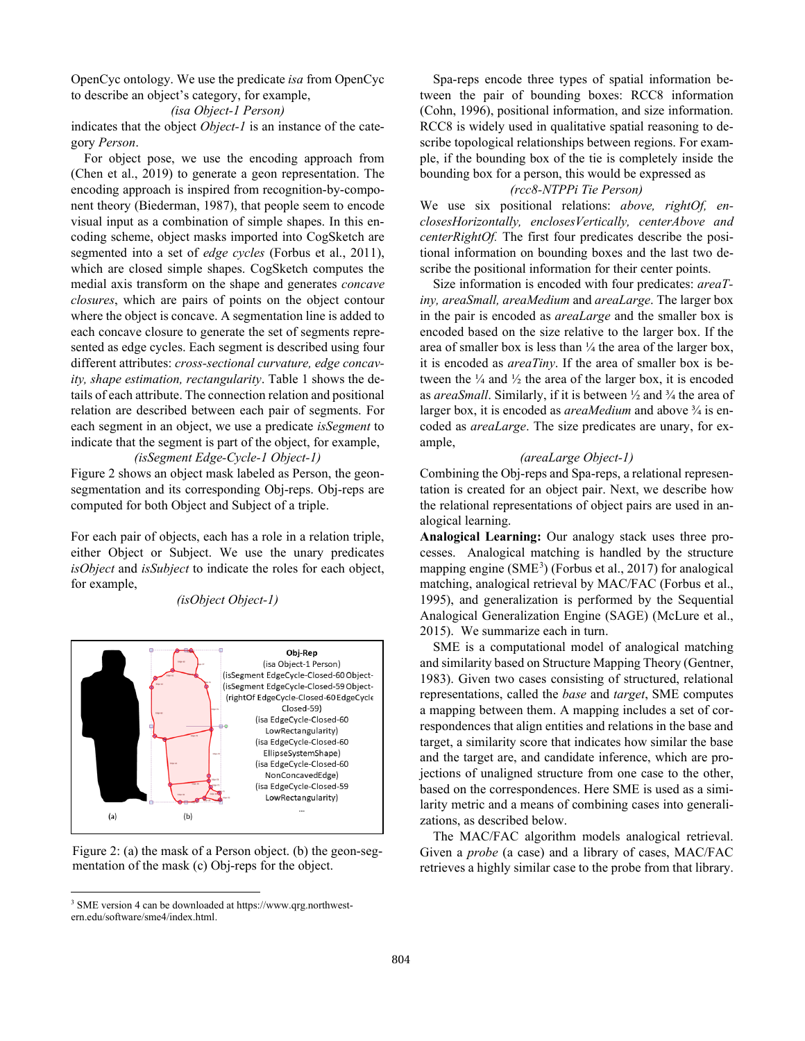OpenCyc ontology. We use the predicate *isa* from OpenCyc to describe an object's category, for example,

*(isa Object-1 Person)*

indicates that the object *Object-1* is an instance of the category *Person*.

For object pose, we use the encoding approach from (Chen et al., 2019) to generate a geon representation. The encoding approach is inspired from recognition-by-component theory (Biederman, 1987), that people seem to encode visual input as a combination of simple shapes. In this encoding scheme, object masks imported into CogSketch are segmented into a set of *edge cycles* (Forbus et al., 2011), which are closed simple shapes. CogSketch computes the medial axis transform on the shape and generates *concave closures*, which are pairs of points on the object contour where the object is concave. A segmentation line is added to each concave closure to generate the set of segments represented as edge cycles. Each segment is described using four different attributes: *cross-sectional curvature, edge concavity, shape estimation, rectangularity*. Table 1 shows the details of each attribute. The connection relation and positional relation are described between each pair of segments. For each segment in an object, we use a predicate *isSegment* to indicate that the segment is part of the object, for example,

*(isSegment Edge-Cycle-1 Object-1)*

Figure 2 shows an object mask labeled as Person, the geon-segmentation and its corresponding Obj-reps. Obj-reps are computed for both Object and Subject of a triple.

For each pair of objects, each has a role in a relation triple, either Object or Subject. We use the unary predicates *isObject* and *isSubject* to indicate the roles for each object, for example,

*(isObject Object-1)*

Figure 2: (a) the mask of a Person object. (b) the geon-segmentation of the mask (c) Obj-reps for the object.

Spa-reps encode three types of spatial information between the pair of bounding boxes: RCC8 information (Cohn, 1996), positional information, and size information. RCC8 is widely used in qualitative spatial reasoning to describe topological relationships between regions. For example, if the bounding box of the tie is completely inside the bounding box for a person, this would be expressed as

*(rcc8-NTPPi Tie Person)*

We use six positional relations: *above, rightOf, enclosesHorizontally, enclosesVertically, centerAbove and centerRightOf.* The first four predicates describe the positional information on bounding boxes and the last two describe the positional information for their center points.

Size information is encoded with four predicates: *areaTiny, areaSmall, areaMedium* and *areaLarge*. The larger box in the pair is encoded as *areaLarge* and the smaller box is encoded based on the size relative to the larger box. If the area of smaller box is less than ¼ the area of the larger box, it is encoded as *areaTiny*. If the area of smaller box is between the ¼ and ½ the area of the larger box, it is encoded as *areaSmall*. Similarly, if it is between ½ and ¾ the area of larger box, it is encoded as *areaMedium* and above ¾ is encoded as *areaLarge*. The size predicates are unary, for example,

*(areaLarge Object-1)*

Combining the Obj-reps and Spa-reps, a relational representation is created for an object pair. Next, we describe how the relational representations of object pairs are used in analogical learning.

**Analogical Learning:** Our analogy stack uses three processes. Analogical matching is handled by the structure mapping engine (SME[3]) (Forbus et al., 2017) for analogical matching, analogical retrieval by MAC/FAC (Forbus et al., 1995), and generalization is performed by the Sequential Analogical Generalization Engine (SAGE) (McLure et al., 2015). We summarize each in turn.

SME is a computational model of analogical matching and similarity based on Structure Mapping Theory (Gentner, 1983). Given two cases consisting of structured, relational representations, called the *base* and *target*, SME computes a mapping between them. A mapping includes a set of correspondences that align entities and relations in the base and target, a similarity score that indicates how similar the base and the target are, and candidate inference, which are projections of unaligned structure from one case to the other, based on the correspondences. Here SME is used as a similarity metric and a means of combining cases into generalizations, as described below.

The MAC/FAC algorithm models analogical retrieval. Given a *probe* (a case) and a library of cases, MAC/FAC retrieves a highly similar case to the probe from that library.

[3] SME version 4 can be downloaded at https://www.qrg.northwestern.edu/software/sme4/index.html.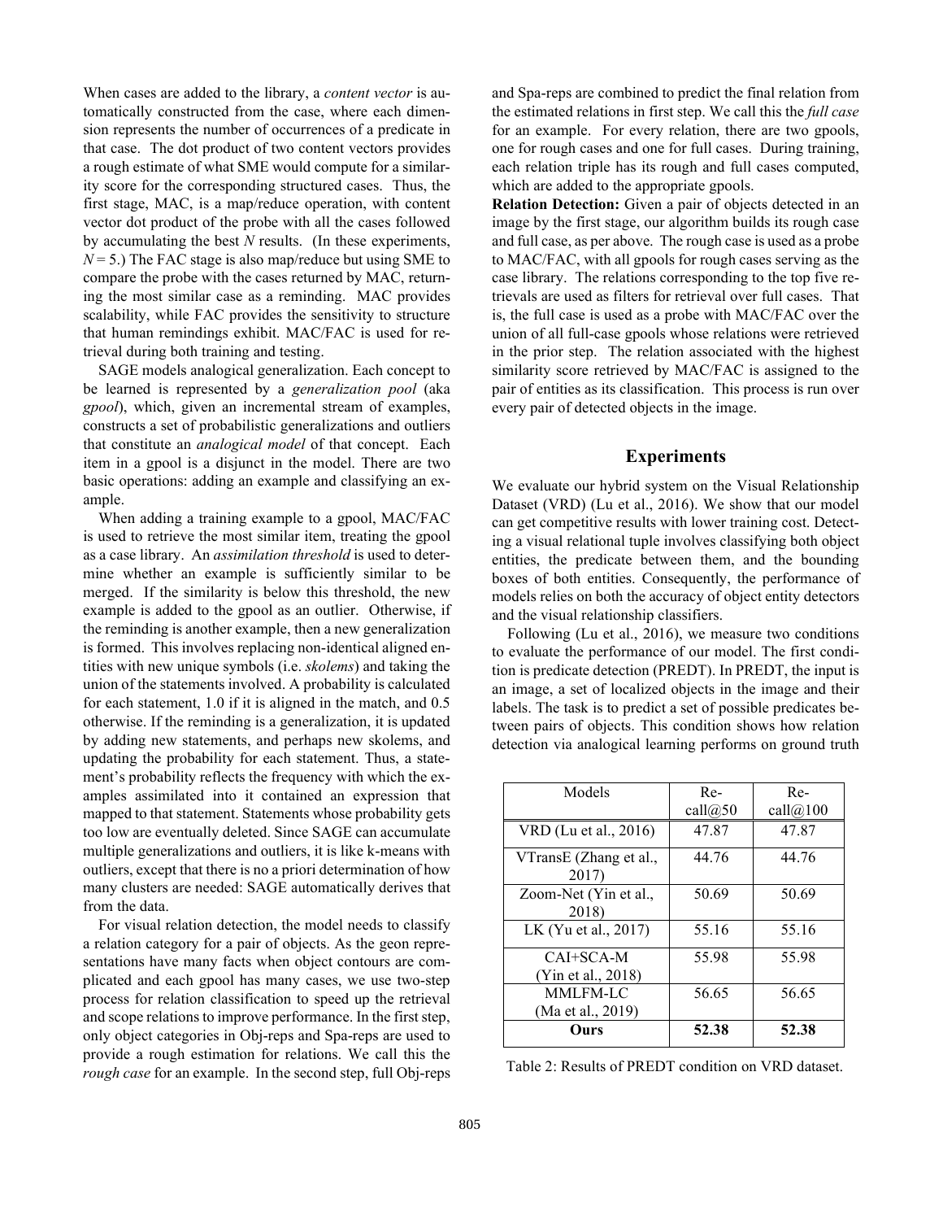When cases are added to the library, a *content vector* is automatically constructed from the case, where each dimension represents the number of occurrences of a predicate in that case. The dot product of two content vectors provides a rough estimate of what SME would compute for a similarity score for the corresponding structured cases. Thus, the first stage, MAC, is a map/reduce operation, with content vector dot product of the probe with all the cases followed by accumulating the best $N$ results. (In these experiments, $N = 5$.) The FAC stage is also map/reduce but using SME to compare the probe with the cases returned by MAC, returning the most similar case as a reminding. MAC provides scalability, while FAC provides the sensitivity to structure that human remindings exhibit. MAC/FAC is used for retrieval during both training and testing.

SAGE models analogical generalization. Each concept to be learned is represented by a *generalization pool* (aka *gpool*), which, given an incremental stream of examples, constructs a set of probabilistic generalizations and outliers that constitute an *analogical model* of that concept. Each item in a gpool is a disjunct in the model. There are two basic operations: adding an example and classifying an example.

When adding a training example to a gpool, MAC/FAC is used to retrieve the most similar item, treating the gpool as a case library. An *assimilation threshold* is used to determine whether an example is sufficiently similar to be merged. If the similarity is below this threshold, the new example is added to the gpool as an outlier. Otherwise, if the reminding is another example, then a new generalization is formed. This involves replacing non-identical aligned entities with new unique symbols (i.e. *skolems*) and taking the union of the statements involved. A probability is calculated for each statement, 1.0 if it is aligned in the match, and 0.5 otherwise. If the reminding is a generalization, it is updated by adding new statements, and perhaps new skolems, and updating the probability for each statement. Thus, a statement's probability reflects the frequency with which the examples assimilated into it contained an expression that mapped to that statement. Statements whose probability gets too low are eventually deleted. Since SAGE can accumulate multiple generalizations and outliers, it is like k-means with outliers, except that there is no a priori determination of how many clusters are needed: SAGE automatically derives that from the data.

For visual relation detection, the model needs to classify a relation category for a pair of objects. As the geon representations have many facts when object contours are complicated and each gpool has many cases, we use two-step process for relation classification to speed up the retrieval and scope relations to improve performance. In the first step, only object categories in Obj-reps and Spa-reps are used to provide a rough estimation for relations. We call this the *rough case* for an example. In the second step, full Obj-reps and Spa-reps are combined to predict the final relation from the estimated relations in first step. We call this the *full case* for an example. For every relation, there are two gpools, one for rough cases and one for full cases. During training, each relation triple has its rough and full cases computed, which are added to the appropriate gpools.

**Relation Detection:** Given a pair of objects detected in an image by the first stage, our algorithm builds its rough case and full case, as per above. The rough case is used as a probe to MAC/FAC, with all gpools for rough cases serving as the case library. The relations corresponding to the top five retrievals are used as filters for retrieval over full cases. That is, the full case is used as a probe with MAC/FAC over the union of all full-case gpools whose relations were retrieved in the prior step. The relation associated with the highest similarity score retrieved by MAC/FAC is assigned to the pair of entities as its classification. This process is run over every pair of detected objects in the image.

## Experiments

We evaluate our hybrid system on the Visual Relationship Dataset (VRD) (Lu et al., 2016). We show that our model can get competitive results with lower training cost. Detecting a visual relational tuple involves classifying both object entities, the predicate between them, and the bounding boxes of both entities. Consequently, the performance of models relies on both the accuracy of object entity detectors and the visual relationship classifiers.

Following (Lu et al., 2016), we measure two conditions to evaluate the performance of our model. The first condition is predicate detection (PREDT). In PREDT, the input is an image, a set of localized objects in the image and their labels. The task is to predict a set of possible predicates between pairs of objects. This condition shows how relation detection via analogical learning performs on ground truth

| Models | Recall@50 | Recall@100 |
|---|---|---|
| VRD (Lu et al., 2016) | 47.87 | 47.87 |
| VTransE (Zhang et al., 2017) | 44.76 | 44.76 |
| Zoom-Net (Yin et al., 2018) | 50.69 | 50.69 |
| LK (Yu et al., 2017) | 55.16 | 55.16 |
| CAI+SCA-M (Yin et al., 2018) | 55.98 | 55.98 |
| MMLFM-LC (Ma et al., 2019) | 56.65 | 56.65 |
| **Ours** | **52.38** | **52.38** |

Table 2: Results of PREDT condition on VRD dataset.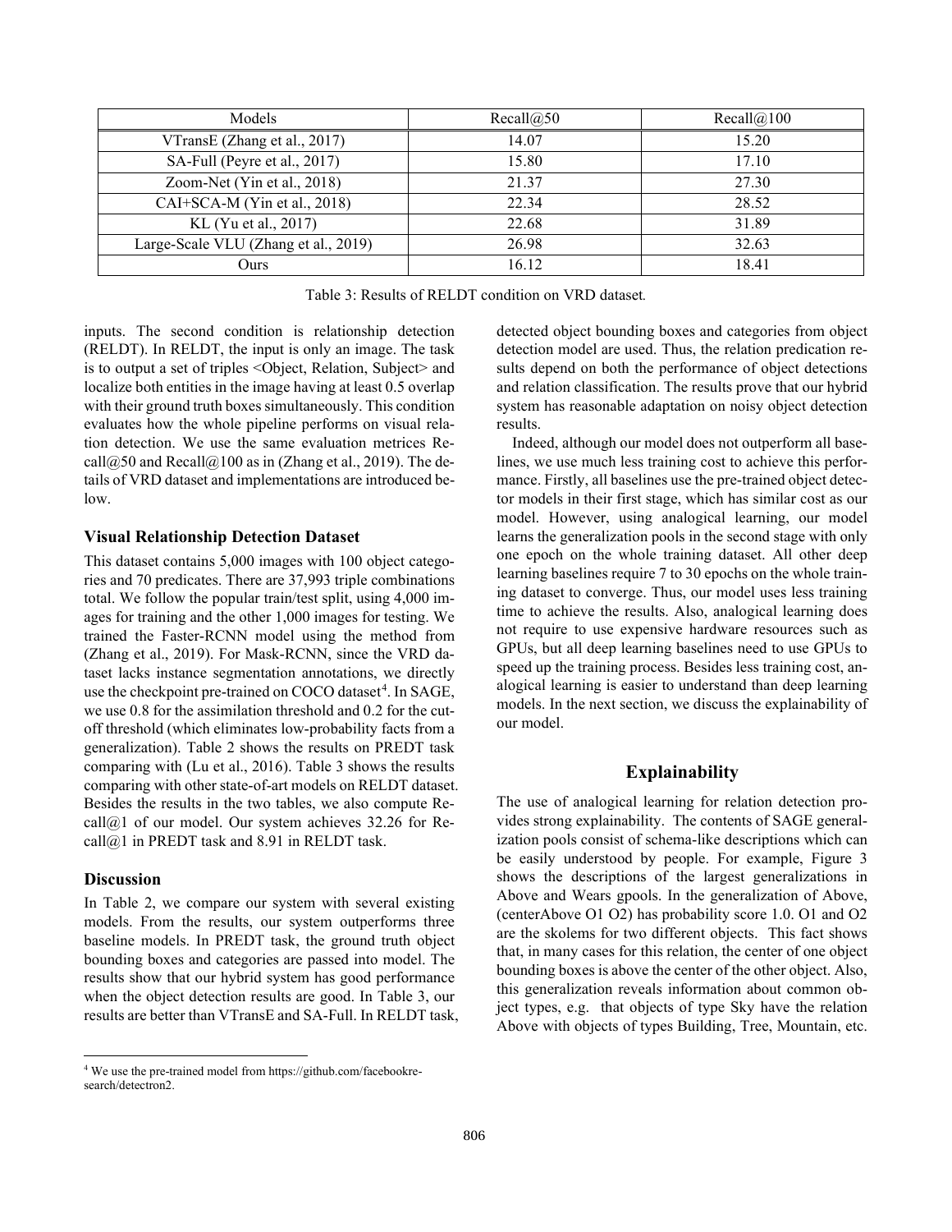| Models | Recall@50 | Recall@100 |
| --- | --- | --- |
| VTransE (Zhang et al., 2017) | 14.07 | 15.20 |
| SA-Full (Peyre et al., 2017) | 15.80 | 17.10 |
| Zoom-Net (Yin et al., 2018) | 21.37 | 27.30 |
| CAI+SCA-M (Yin et al., 2018) | 22.34 | 28.52 |
| KL (Yu et al., 2017) | 22.68 | 31.89 |
| Large-Scale VLU (Zhang et al., 2019) | 26.98 | 32.63 |
| Ours | 16.12 | 18.41 |

Table 3: Results of RELDT condition on VRD dataset.

inputs. The second condition is relationship detection (RELDT). In RELDT, the input is only an image. The task is to output a set of triples <Object, Relation, Subject> and localize both entities in the image having at least 0.5 overlap with their ground truth boxes simultaneously. This condition evaluates how the whole pipeline performs on visual relation detection. We use the same evaluation metrices Recall@50 and Recall@100 as in (Zhang et al., 2019). The details of VRD dataset and implementations are introduced below.

### Visual Relationship Detection Dataset

This dataset contains 5,000 images with 100 object categories and 70 predicates. There are 37,993 triple combinations total. We follow the popular train/test split, using 4,000 images for training and the other 1,000 images for testing. We trained the Faster-RCNN model using the method from (Zhang et al., 2019). For Mask-RCNN, since the VRD dataset lacks instance segmentation annotations, we directly use the checkpoint pre-trained on COCO dataset[4]. In SAGE, we use 0.8 for the assimilation threshold and 0.2 for the cutoff threshold (which eliminates low-probability facts from a generalization). Table 2 shows the results on PREDT task comparing with (Lu et al., 2016). Table 3 shows the results comparing with other state-of-art models on RELDT dataset. Besides the results in the two tables, we also compute Recall@1 of our model. Our system achieves 32.26 for Recall@1 in PREDT task and 8.91 in RELDT task.

### Discussion

In Table 2, we compare our system with several existing models. From the results, our system outperforms three baseline models. In PREDT task, the ground truth object bounding boxes and categories are passed into model. The results show that our hybrid system has good performance when the object detection results are good. In Table 3, our results are better than VTransE and SA-Full. In RELDT task, detected object bounding boxes and categories from object detection model are used. Thus, the relation predication results depend on both the performance of object detections and relation classification. The results prove that our hybrid system has reasonable adaptation on noisy object detection results.

Indeed, although our model does not outperform all baselines, we use much less training cost to achieve this performance. Firstly, all baselines use the pre-trained object detector models in their first stage, which has similar cost as our model. However, using analogical learning, our model learns the generalization pools in the second stage with only one epoch on the whole training dataset. All other deep learning baselines require 7 to 30 epochs on the whole training dataset to converge. Thus, our model uses less training time to achieve the results. Also, analogical learning does not require to use expensive hardware resources such as GPUs, but all deep learning baselines need to use GPUs to speed up the training process. Besides less training cost, analogical learning is easier to understand than deep learning models. In the next section, we discuss the explainability of our model.

## Explainability

The use of analogical learning for relation detection provides strong explainability. The contents of SAGE generalization pools consist of schema-like descriptions which can be easily understood by people. For example, Figure 3 shows the descriptions of the largest generalizations in Above and Wears gpools. In the generalization of Above, (centerAbove O1 O2) has probability score 1.0. O1 and O2 are the skolems for two different objects. This fact shows that, in many cases for this relation, the center of one object bounding boxes is above the center of the other object. Also, this generalization reveals information about common object types, e.g. that objects of type Sky have the relation Above with objects of types Building, Tree, Mountain, etc.

[4] We use the pre-trained model from https://github.com/facebookresearch/detectron2.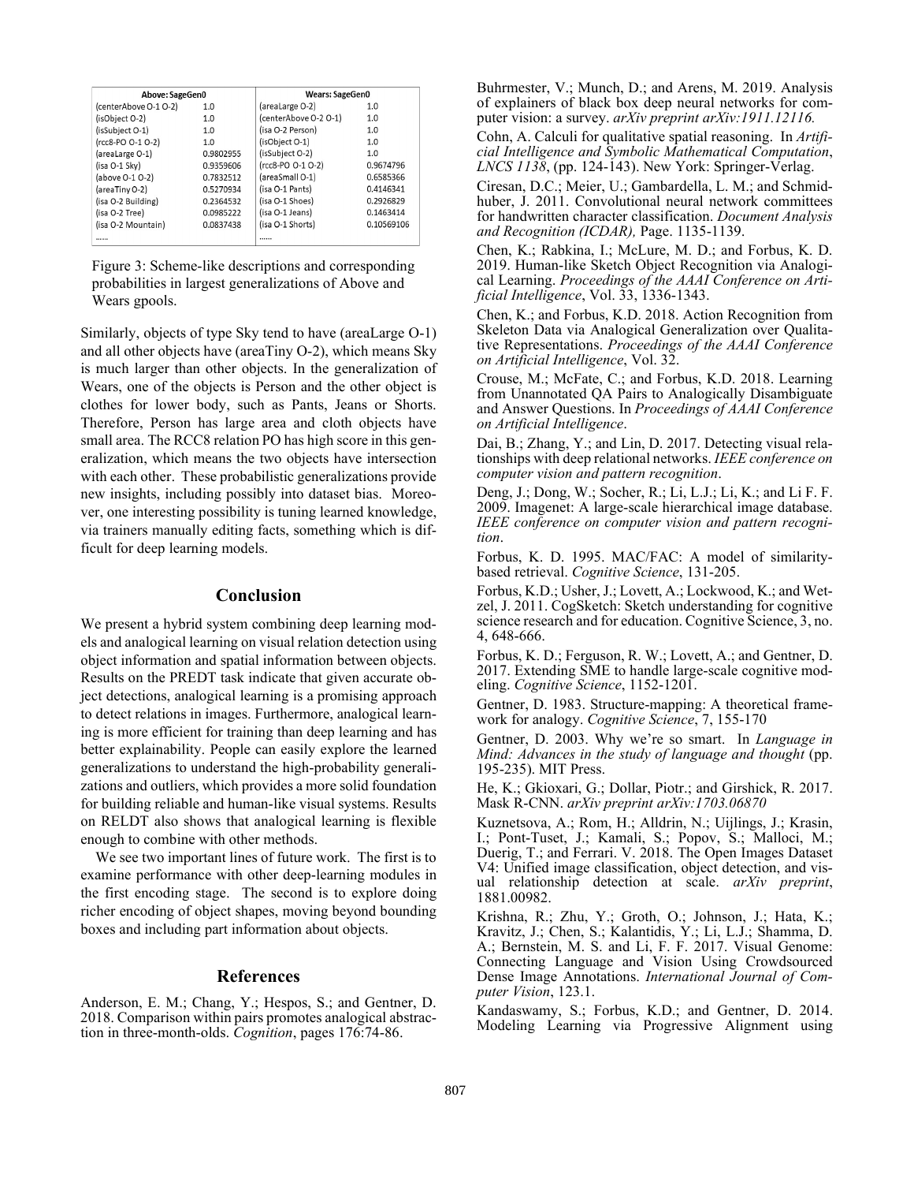| Above: SageGen0 | | Wears: SageGen0 | |
|---|---|---|---|
| (centerAbove O-1 O-2) | 1.0 | (areaLarge O-2) | 1.0 |
| (isObject O-2) | 1.0 | (centerAbove O-2 O-1) | 1.0 |
| (isSubject O-1) | 1.0 | (isa O-2 Person) | 1.0 |
| (rcc8-PO O-1 O-2) | 1.0 | (isObject O-1) | 1.0 |
| (areaLarge O-1) | 0.9802955 | (isSubject O-2) | 1.0 |
| (isa O-1 Sky) | 0.9359606 | (rcc8-PO O-1 O-2) | 0.9674796 |
| (above O-1 O-2) | 0.7832512 | (areaSmall O-1) | 0.6585366 |
| (areaTiny O-2) | 0.5270934 | (isa O-1 Pants) | 0.4146341 |
| (isa O-2 Building) | 0.2364532 | (isa O-1 Shoes) | 0.2926829 |
| (isa O-2 Tree) | 0.0985222 | (isa O-1 Jeans) | 0.1463414 |
| (isa O-2 Mountain) | 0.0837438 | (isa O-1 Shorts) | 0.10569106 |
| …… | | …… | |

Figure 3: Scheme-like descriptions and corresponding probabilities in largest generalizations of Above and Wears gpools.

Similarly, objects of type Sky tend to have (areaLarge O-1) and all other objects have (areaTiny O-2), which means Sky is much larger than other objects. In the generalization of Wears, one of the objects is Person and the other object is clothes for lower body, such as Pants, Jeans or Shorts. Therefore, Person has large area and cloth objects have small area. The RCC8 relation PO has high score in this generalization, which means the two objects have intersection with each other. These probabilistic generalizations provide new insights, including possibly into dataset bias. Moreover, one interesting possibility is tuning learned knowledge, via trainers manually editing facts, something which is difficult for deep learning models.

## Conclusion

We present a hybrid system combining deep learning models and analogical learning on visual relation detection using object information and spatial information between objects. Results on the PREDT task indicate that given accurate object detections, analogical learning is a promising approach to detect relations in images. Furthermore, analogical learning is more efficient for training than deep learning and has better explainability. People can easily explore the learned generalizations to understand the high-probability generalizations and outliers, which provides a more solid foundation for building reliable and human-like visual systems. Results on RELDT also shows that analogical learning is flexible enough to combine with other methods.

We see two important lines of future work. The first is to examine performance with other deep-learning modules in the first encoding stage. The second is to explore doing richer encoding of object shapes, moving beyond bounding boxes and including part information about objects.

## References

Anderson, E. M.; Chang, Y.; Hespos, S.; and Gentner, D. 2018. Comparison within pairs promotes analogical abstraction in three-month-olds. *Cognition*, pages 176:74-86.

Buhrmester, V.; Munch, D.; and Arens, M. 2019. Analysis of explainers of black box deep neural networks for computer vision: a survey. *arXiv preprint arXiv:1911.12116.*

Cohn, A. Calculi for qualitative spatial reasoning. In *Artificial Intelligence and Symbolic Mathematical Computation*, *LNCS 1138*, (pp. 124-143). New York: Springer-Verlag.

Ciresan, D.C.; Meier, U.; Gambardella, L. M.; and Schmidhuber, J. 2011. Convolutional neural network committees for handwritten character classification. *Document Analysis and Recognition (ICDAR),* Page. 1135-1139.

Chen, K.; Rabkina, I.; McLure, M. D.; and Forbus, K. D. 2019. Human-like Sketch Object Recognition via Analogical Learning. *Proceedings of the AAAI Conference on Artificial Intelligence*, Vol. 33, 1336-1343.

Chen, K.; and Forbus, K.D. 2018. Action Recognition from Skeleton Data via Analogical Generalization over Qualitative Representations. *Proceedings of the AAAI Conference on Artificial Intelligence*, Vol. 32.

Crouse, M.; McFate, C.; and Forbus, K.D. 2018. Learning from Unannotated QA Pairs to Analogically Disambiguate and Answer Questions. In *Proceedings of AAAI Conference on Artificial Intelligence*.

Dai, B.; Zhang, Y.; and Lin, D. 2017. Detecting visual relationships with deep relational networks. *IEEE conference on computer vision and pattern recognition*.

Deng, J.; Dong, W.; Socher, R.; Li, L.J.; Li, K.; and Li F. F. 2009. Imagenet: A large-scale hierarchical image database. *IEEE conference on computer vision and pattern recognition*.

Forbus, K. D. 1995. MAC/FAC: A model of similarity-based retrieval. *Cognitive Science*, 131-205.

Forbus, K.D.; Usher, J.; Lovett, A.; Lockwood, K.; and Wetzel, J. 2011. CogSketch: Sketch understanding for cognitive science research and for education. Cognitive Science, 3, no. 4, 648-666.

Forbus, K. D.; Ferguson, R. W.; Lovett, A.; and Gentner, D. 2017. Extending SME to handle large-scale cognitive modeling. *Cognitive Science*, 1152-1201.

Gentner, D. 1983. Structure-mapping: A theoretical framework for analogy. *Cognitive Science*, 7, 155-170

Gentner, D. 2003. Why we're so smart. In *Language in Mind: Advances in the study of language and thought* (pp. 195-235). MIT Press.

He, K.; Gkioxari, G.; Dollar, Piotr.; and Girshick, R. 2017. Mask R-CNN. *arXiv preprint arXiv:1703.06870*

Kuznetsova, A.; Rom, H.; Alldrin, N.; Uijlings, J.; Krasin, I.; Pont-Tuset, J.; Kamali, S.; Popov, S.; Malloci, M.; Duerig, T.; and Ferrari. V. 2018. The Open Images Dataset V4: Unified image classification, object detection, and visual relationship detection at scale. *arXiv preprint*, 1881.00982.

Krishna, R.; Zhu, Y.; Groth, O.; Johnson, J.; Hata, K.; Kravitz, J.; Chen, S.; Kalantidis, Y.; Li, L.J.; Shamma, D. A.; Bernstein, M. S. and Li, F. F. 2017. Visual Genome: Connecting Language and Vision Using Crowdsourced Dense Image Annotations. *International Journal of Computer Vision*, 123.1.

Kandaswamy, S.; Forbus, K.D.; and Gentner, D. 2014. Modeling Learning via Progressive Alignment using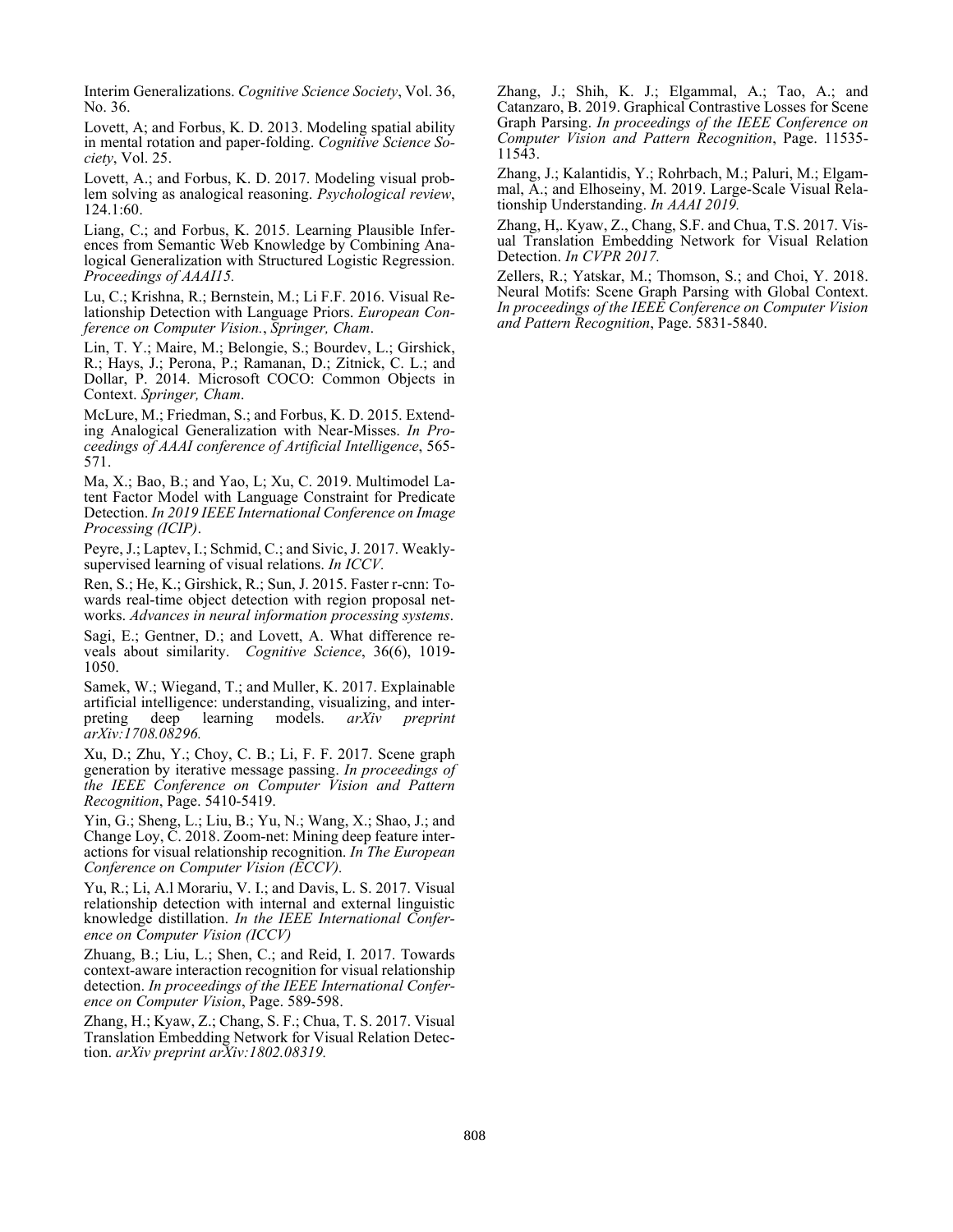Interim Generalizations. *Cognitive Science Society*, Vol. 36, No. 36.

Lovett, A; and Forbus, K. D. 2013. Modeling spatial ability in mental rotation and paper-folding. *Cognitive Science Society*, Vol. 25.

Lovett, A.; and Forbus, K. D. 2017. Modeling visual problem solving as analogical reasoning. *Psychological review*, 124.1:60.

Liang, C.; and Forbus, K. 2015. Learning Plausible Inferences from Semantic Web Knowledge by Combining Analogical Generalization with Structured Logistic Regression. *Proceedings of AAAI15.*

Lu, C.; Krishna, R.; Bernstein, M.; Li F.F. 2016. Visual Relationship Detection with Language Priors. *European Conference on Computer Vision.*, *Springer, Cham*.

Lin, T. Y.; Maire, M.; Belongie, S.; Bourdev, L.; Girshick, R.; Hays, J.; Perona, P.; Ramanan, D.; Zitnick, C. L.; and Dollar, P. 2014. Microsoft COCO: Common Objects in Context. *Springer, Cham*.

McLure, M.; Friedman, S.; and Forbus, K. D. 2015. Extending Analogical Generalization with Near-Misses. *In Proceedings of AAAI conference of Artificial Intelligence*, 565-571.

Ma, X.; Bao, B.; and Yao, L; Xu, C. 2019. Multimodel Latent Factor Model with Language Constraint for Predicate Detection. *In 2019 IEEE International Conference on Image Processing (ICIP)*.

Peyre, J.; Laptev, I.; Schmid, C.; and Sivic, J. 2017. Weakly-supervised learning of visual relations. *In ICCV.*

Ren, S.; He, K.; Girshick, R.; Sun, J. 2015. Faster r-cnn: Towards real-time object detection with region proposal networks. *Advances in neural information processing systems*.

Sagi, E.; Gentner, D.; and Lovett, A. What difference reveals about similarity. *Cognitive Science*, 36(6), 1019-1050.

Samek, W.; Wiegand, T.; and Muller, K. 2017. Explainable artificial intelligence: understanding, visualizing, and interpreting deep learning models. *arXiv preprint arXiv:1708.08296.*

Xu, D.; Zhu, Y.; Choy, C. B.; Li, F. F. 2017. Scene graph generation by iterative message passing. *In proceedings of the IEEE Conference on Computer Vision and Pattern Recognition*, Page. 5410-5419.

Yin, G.; Sheng, L.; Liu, B.; Yu, N.; Wang, X.; Shao, J.; and Change Loy, C. 2018. Zoom-net: Mining deep feature interactions for visual relationship recognition. *In The European Conference on Computer Vision (ECCV).*

Yu, R.; Li, A.l Morariu, V. I.; and Davis, L. S. 2017. Visual relationship detection with internal and external linguistic knowledge distillation. *In the IEEE International Conference on Computer Vision (ICCV)*

Zhuang, B.; Liu, L.; Shen, C.; and Reid, I. 2017. Towards context-aware interaction recognition for visual relationship detection. *In proceedings of the IEEE International Conference on Computer Vision*, Page. 589-598.

Zhang, H.; Kyaw, Z.; Chang, S. F.; Chua, T. S. 2017. Visual Translation Embedding Network for Visual Relation Detection. *arXiv preprint arXiv:1802.08319.*

Zhang, J.; Shih, K. J.; Elgammal, A.; Tao, A.; and Catanzaro, B. 2019. Graphical Contrastive Losses for Scene Graph Parsing. *In proceedings of the IEEE Conference on Computer Vision and Pattern Recognition*, Page. 11535-11543.

Zhang, J.; Kalantidis, Y.; Rohrbach, M.; Paluri, M.; Elgammal, A.; and Elhoseiny, M. 2019. Large-Scale Visual Relationship Understanding. *In AAAI 2019.*

Zhang, H,. Kyaw, Z., Chang, S.F. and Chua, T.S. 2017. Visual Translation Embedding Network for Visual Relation Detection. *In CVPR 2017.*

Zellers, R.; Yatskar, M.; Thomson, S.; and Choi, Y. 2018. Neural Motifs: Scene Graph Parsing with Global Context. *In proceedings of the IEEE Conference on Computer Vision and Pattern Recognition*, Page. 5831-5840.